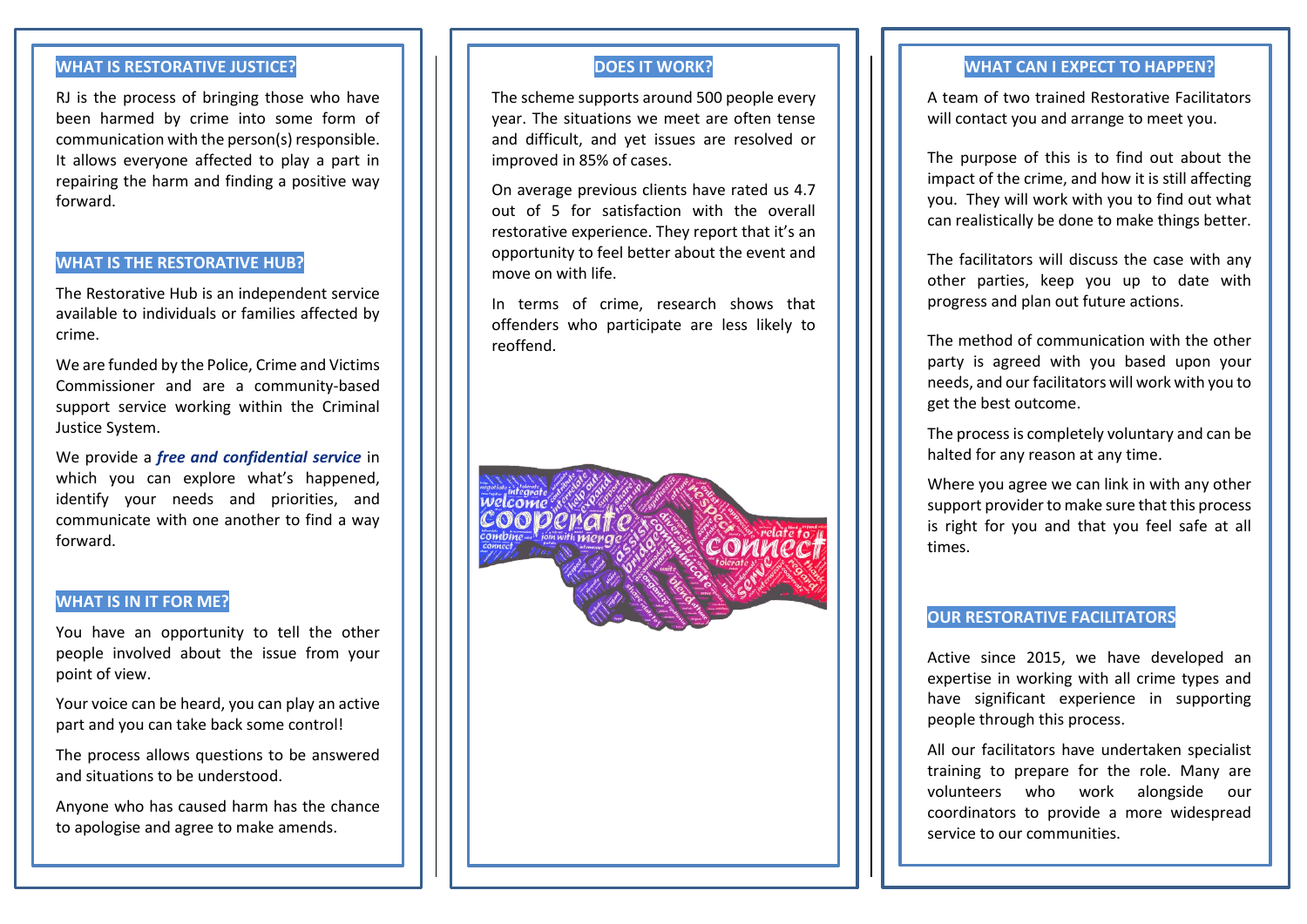## WHAT IS RESTORATIVE JUSTICE?

RJ is the process of bringing those who have been harmed by crime into some form of communication with the person(s) responsible. It allows everyone affected to play a part in repairing the harm and finding a positive way forward.

## WHAT IS THE RESTORATIVE HUB?

The Restorative Hub is an independent service available to individuals or families affected by crime.

We are funded by the Police, Crime and Victims Commissioner and are a community-based support service working within the Criminal Justice System.

We provide a ***free and confidential service*** in which you can explore what's happened, identify your needs and priorities, and communicate with one another to find a way forward.

## WHAT IS IN IT FOR ME?

You have an opportunity to tell the other people involved about the issue from your point of view.

Your voice can be heard, you can play an active part and you can take back some control!

The process allows questions to be answered and situations to be understood.

Anyone who has caused harm has the chance to apologise and agree to make amends.

## DOES IT WORK?

The scheme supports around 500 people every year. The situations we meet are often tense and difficult, and yet issues are resolved or improved in 85% of cases.

On average previous clients have rated us 4.7 out of 5 for satisfaction with the overall restorative experience. They report that it's an opportunity to feel better about the event and move on with life.

In terms of crime, research shows that offenders who participate are less likely to reoffend.

## WHAT CAN I EXPECT TO HAPPEN?

A team of two trained Restorative Facilitators will contact you and arrange to meet you.

The purpose of this is to find out about the impact of the crime, and how it is still affecting you. They will work with you to find out what can realistically be done to make things better.

The facilitators will discuss the case with any other parties, keep you up to date with progress and plan out future actions.

The method of communication with the other party is agreed with you based upon your needs, and our facilitators will work with you to get the best outcome.

The process is completely voluntary and can be halted for any reason at any time.

Where you agree we can link in with any other support provider to make sure that this process is right for you and that you feel safe at all times.

## OUR RESTORATIVE FACILITATORS

Active since 2015, we have developed an expertise in working with all crime types and have significant experience in supporting people through this process.

All our facilitators have undertaken specialist training to prepare for the role. Many are volunteers who work alongside our coordinators to provide a more widespread service to our communities.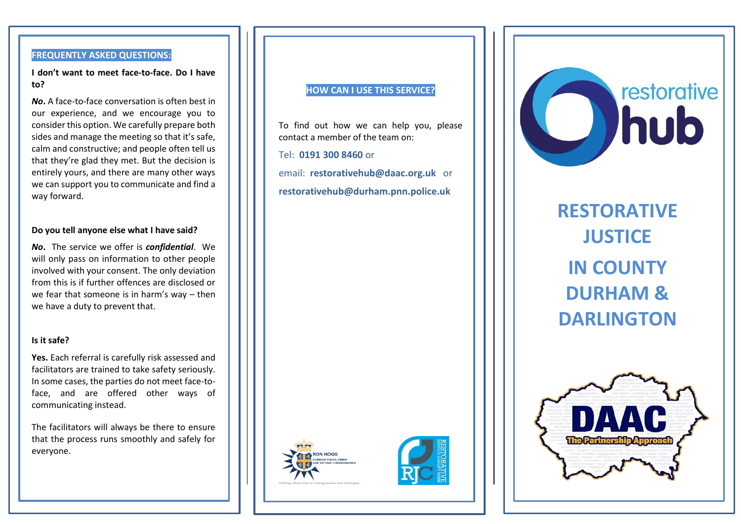## FREQUENTLY ASKED QUESTIONS:

**I don't want to meet face-to-face. Do I have to?**

***No.*** A face-to-face conversation is often best in our experience, and we encourage you to consider this option. We carefully prepare both sides and manage the meeting so that it's safe, calm and constructive; and people often tell us that they're glad they met. But the decision is entirely yours, and there are many other ways we can support you to communicate and find a way forward.

**Do you tell anyone else what I have said?**

***No.*** The service we offer is ***confidential***. We will only pass on information to other people involved with your consent. The only deviation from this is if further offences are disclosed or we fear that someone is in harm's way – then we have a duty to prevent that.

**Is it safe?**

**Yes.** Each referral is carefully risk assessed and facilitators are trained to take safety seriously. In some cases, the parties do not meet face-to-face, and are offered other ways of communicating instead.

The facilitators will always be there to ensure that the process runs smoothly and safely for everyone.

## HOW CAN I USE THIS SERVICE?

To find out how we can help you, please contact a member of the team on:

Tel: **0191 300 8460** or

email: **restorativehub@daac.org.uk** or

**restorativehub@durham.pnn.police.uk**

RON HOGG
DURHAM POLICE, CRIME AND VICTIMS' COMMISSIONER
Putting victims first in County Durham and Darlington

RJC RESTORATIVE SERVICE QUALITY MARK

restorative hub

# RESTORATIVE JUSTICE

# IN COUNTY DURHAM & DARLINGTON

DAAC
The Partnership Approach